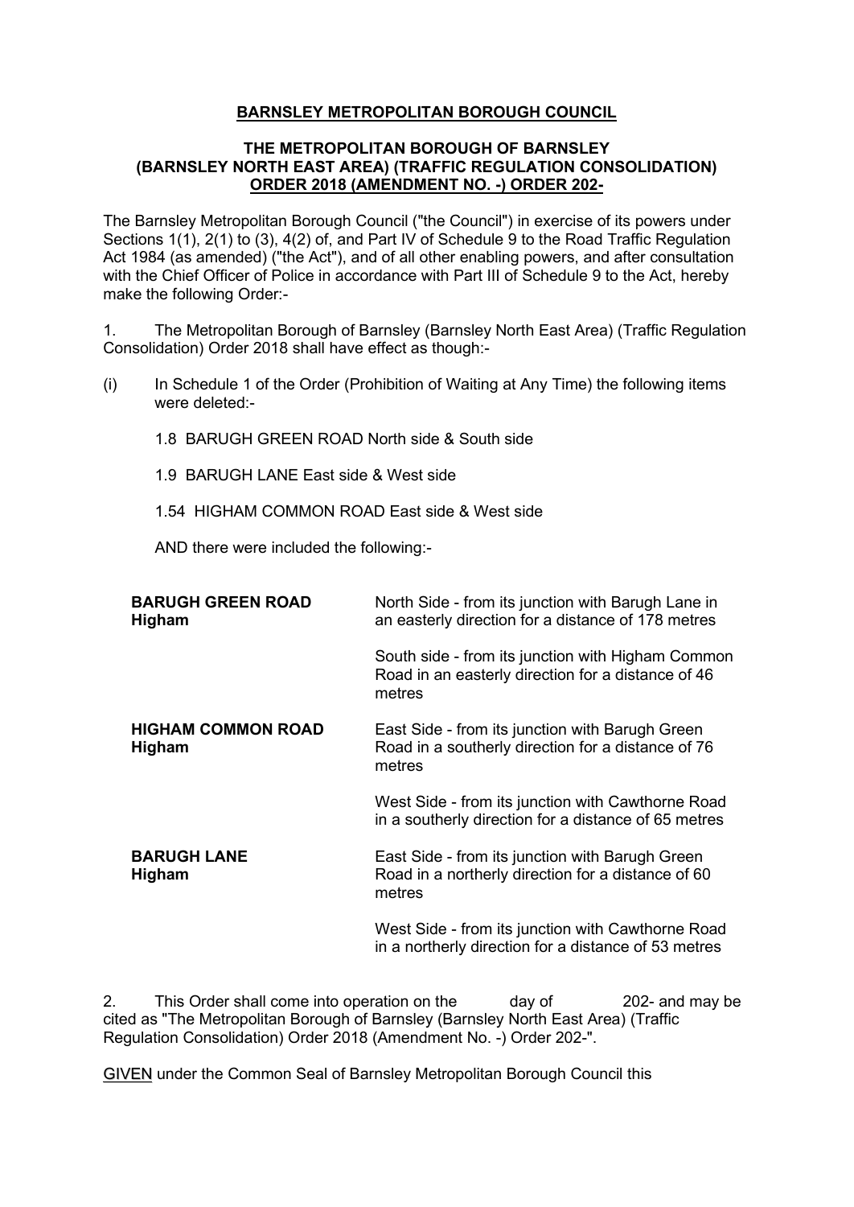**BARNSLEY METROPOLITAN BOROUGH COUNCIL**

**THE METROPOLITAN BOROUGH OF BARNSLEY (BARNSLEY NORTH EAST AREA) (TRAFFIC REGULATION CONSOLIDATION) ORDER 2018 (AMENDMENT NO. -) ORDER 202-**

The Barnsley Metropolitan Borough Council ("the Council") in exercise of its powers under Sections 1(1), 2(1) to (3), 4(2) of, and Part IV of Schedule 9 to the Road Traffic Regulation Act 1984 (as amended) ("the Act"), and of all other enabling powers, and after consultation with the Chief Officer of Police in accordance with Part III of Schedule 9 to the Act, hereby make the following Order:-

1. The Metropolitan Borough of Barnsley (Barnsley North East Area) (Traffic Regulation Consolidation) Order 2018 shall have effect as though:-

(i) In Schedule 1 of the Order (Prohibition of Waiting at Any Time) the following items were deleted:-

1.8 BARUGH GREEN ROAD North side & South side

1.9 BARUGH LANE East side & West side

1.54 HIGHAM COMMON ROAD East side & West side

AND there were included the following:-

| | |
|---|---|
| **BARUGH GREEN ROAD Higham** | North Side - from its junction with Barugh Lane in an easterly direction for a distance of 178 metres |
| | South side - from its junction with Higham Common Road in an easterly direction for a distance of 46 metres |
| **HIGHAM COMMON ROAD Higham** | East Side - from its junction with Barugh Green Road in a southerly direction for a distance of 76 metres |
| | West Side - from its junction with Cawthorne Road in a southerly direction for a distance of 65 metres |
| **BARUGH LANE Higham** | East Side - from its junction with Barugh Green Road in a northerly direction for a distance of 60 metres |
| | West Side - from its junction with Cawthorne Road in a northerly direction for a distance of 53 metres |

2. This Order shall come into operation on the day of 202- and may be cited as "The Metropolitan Borough of Barnsley (Barnsley North East Area) (Traffic Regulation Consolidation) Order 2018 (Amendment No. -) Order 202-".

GIVEN under the Common Seal of Barnsley Metropolitan Borough Council this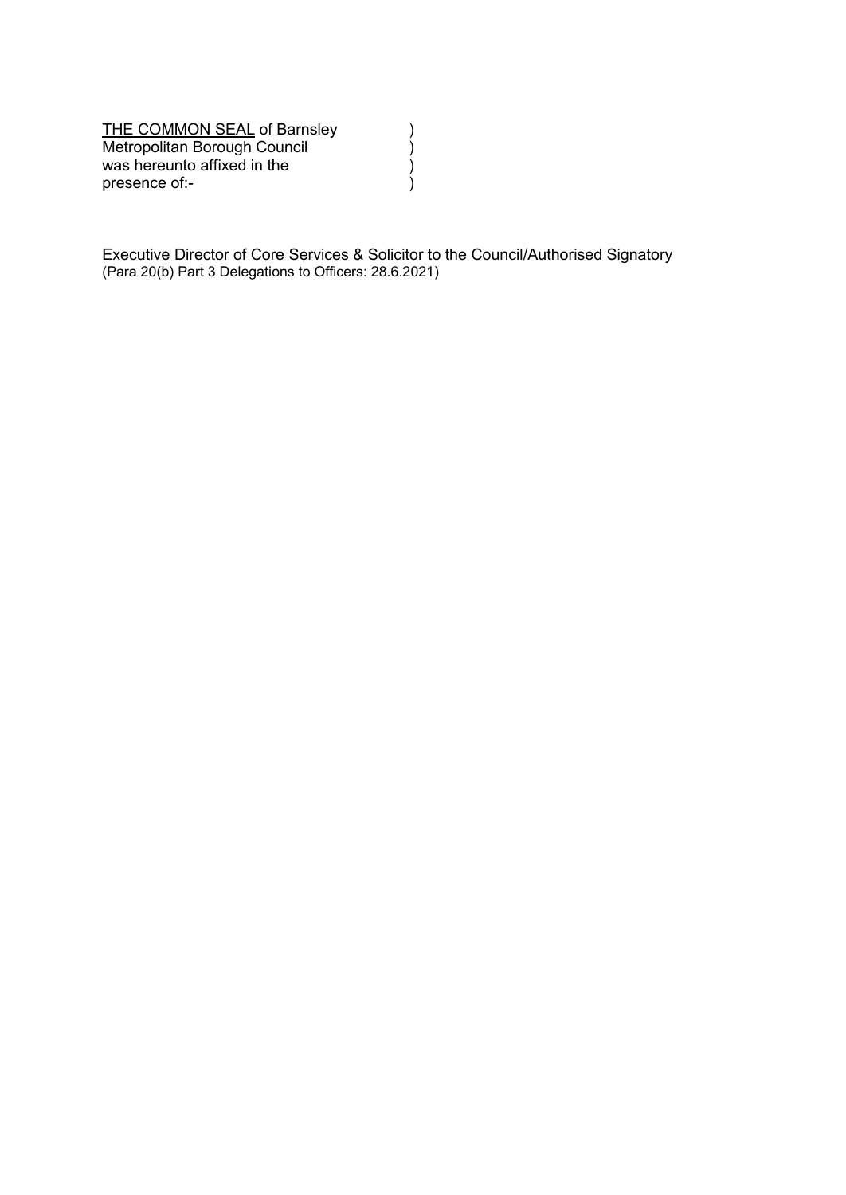<u>THE COMMON SEAL</u> of Barnsley )
Metropolitan Borough Council )
was hereunto affixed in the )
presence of:- )

Executive Director of Core Services & Solicitor to the Council/Authorised Signatory
(Para 20(b) Part 3 Delegations to Officers: 28.6.2021)